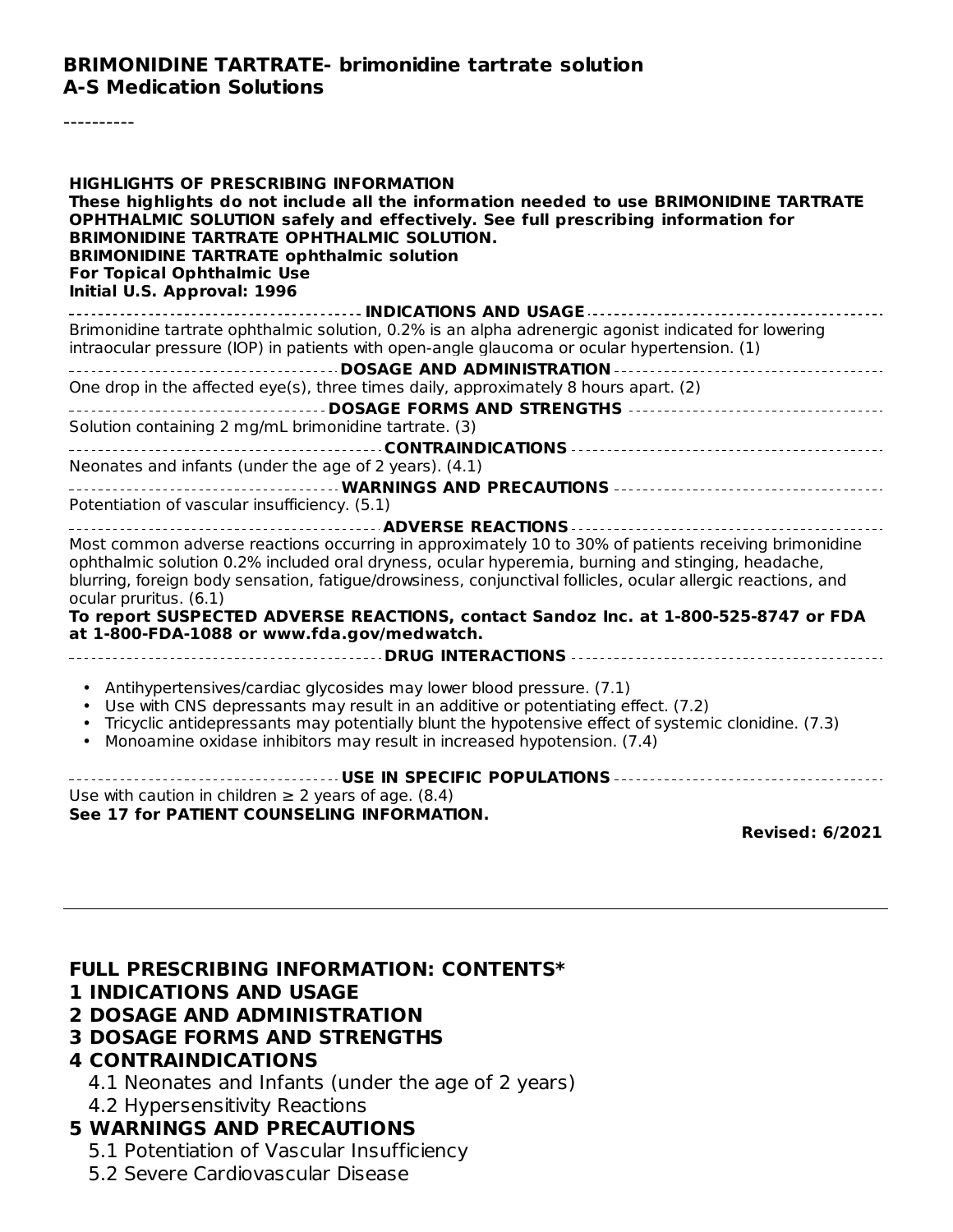**BRIMONIDINE TARTRATE- brimonidine tartrate solution**
**A-S Medication Solutions**

----------

**HIGHLIGHTS OF PRESCRIBING INFORMATION**
**These highlights do not include all the information needed to use BRIMONIDINE TARTRATE OPHTHALMIC SOLUTION safely and effectively. See full prescribing information for BRIMONIDINE TARTRATE OPHTHALMIC SOLUTION.**
**BRIMONIDINE TARTRATE ophthalmic solution**
**For Topical Ophthalmic Use**
**Initial U.S. Approval: 1996**

**INDICATIONS AND USAGE**

Brimonidine tartrate ophthalmic solution, 0.2% is an alpha adrenergic agonist indicated for lowering intraocular pressure (IOP) in patients with open-angle glaucoma or ocular hypertension. (1)

**DOSAGE AND ADMINISTRATION**

One drop in the affected eye(s), three times daily, approximately 8 hours apart. (2)

**DOSAGE FORMS AND STRENGTHS**

Solution containing 2 mg/mL brimonidine tartrate. (3)

**CONTRAINDICATIONS**

Neonates and infants (under the age of 2 years). (4.1)

**WARNINGS AND PRECAUTIONS**

Potentiation of vascular insufficiency. (5.1)

**ADVERSE REACTIONS**

Most common adverse reactions occurring in approximately 10 to 30% of patients receiving brimonidine ophthalmic solution 0.2% included oral dryness, ocular hyperemia, burning and stinging, headache, blurring, foreign body sensation, fatigue/drowsiness, conjunctival follicles, ocular allergic reactions, and ocular pruritus. (6.1)

**To report SUSPECTED ADVERSE REACTIONS, contact Sandoz Inc. at 1-800-525-8747 or FDA at 1-800-FDA-1088 or www.fda.gov/medwatch.**

**DRUG INTERACTIONS**

- Antihypertensives/cardiac glycosides may lower blood pressure. (7.1)
- Use with CNS depressants may result in an additive or potentiating effect. (7.2)
- Tricyclic antidepressants may potentially blunt the hypotensive effect of systemic clonidine. (7.3)
- Monoamine oxidase inhibitors may result in increased hypotension. (7.4)

**USE IN SPECIFIC POPULATIONS**

Use with caution in children ≥ 2 years of age. (8.4)

**See 17 for PATIENT COUNSELING INFORMATION.**

**Revised: 6/2021**

---

**FULL PRESCRIBING INFORMATION: CONTENTS***

**1 INDICATIONS AND USAGE**

**2 DOSAGE AND ADMINISTRATION**

**3 DOSAGE FORMS AND STRENGTHS**

**4 CONTRAINDICATIONS**

- 4.1 Neonates and Infants (under the age of 2 years)
- 4.2 Hypersensitivity Reactions

**5 WARNINGS AND PRECAUTIONS**

- 5.1 Potentiation of Vascular Insufficiency
- 5.2 Severe Cardiovascular Disease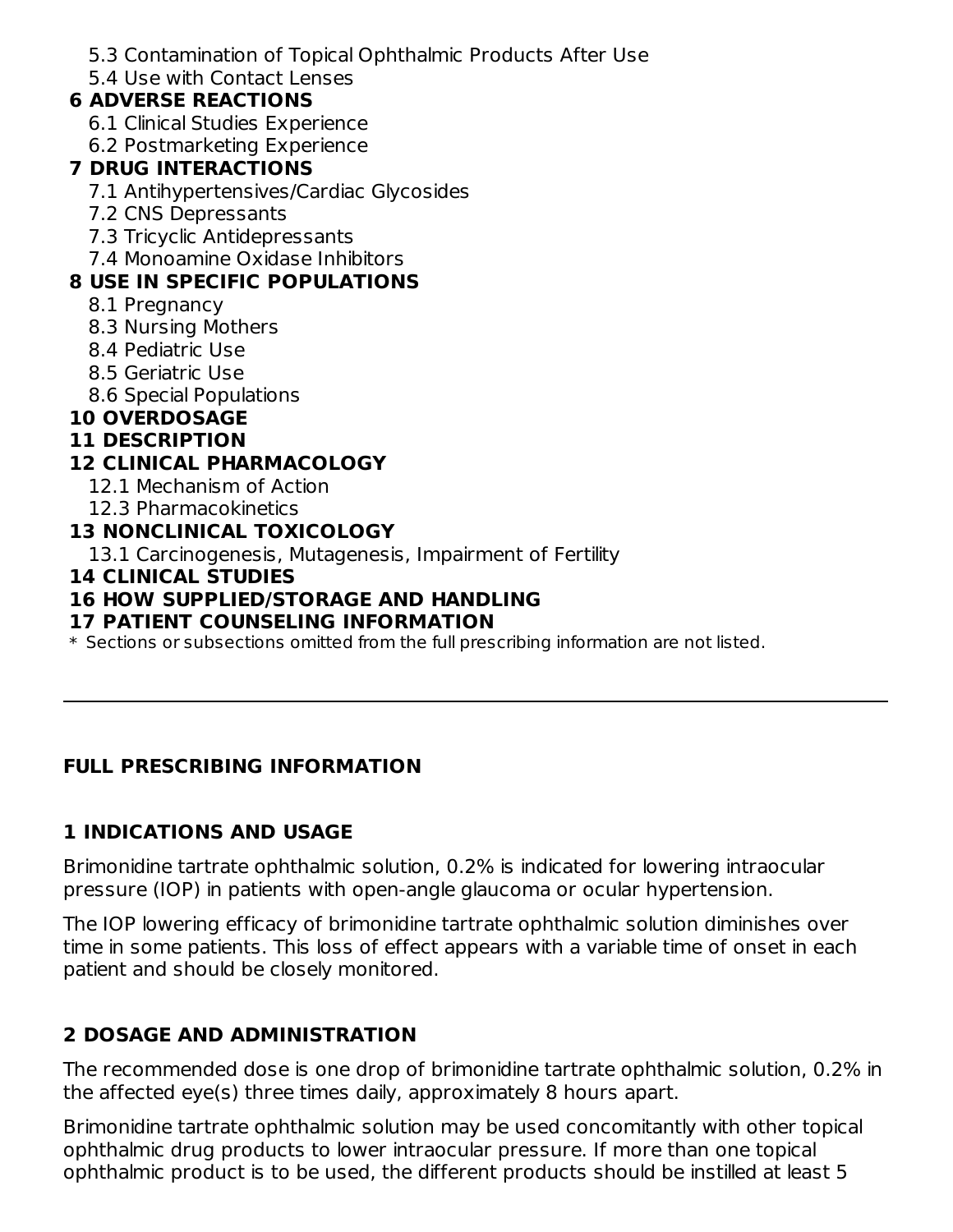5.3 Contamination of Topical Ophthalmic Products After Use
5.4 Use with Contact Lenses

**6 ADVERSE REACTIONS**

6.1 Clinical Studies Experience
6.2 Postmarketing Experience

**7 DRUG INTERACTIONS**

7.1 Antihypertensives/Cardiac Glycosides
7.2 CNS Depressants
7.3 Tricyclic Antidepressants
7.4 Monoamine Oxidase Inhibitors

**8 USE IN SPECIFIC POPULATIONS**

8.1 Pregnancy
8.3 Nursing Mothers
8.4 Pediatric Use
8.5 Geriatric Use
8.6 Special Populations

**10 OVERDOSAGE**

**11 DESCRIPTION**

**12 CLINICAL PHARMACOLOGY**

12.1 Mechanism of Action
12.3 Pharmacokinetics

**13 NONCLINICAL TOXICOLOGY**

13.1 Carcinogenesis, Mutagenesis, Impairment of Fertility

**14 CLINICAL STUDIES**

**16 HOW SUPPLIED/STORAGE AND HANDLING**

**17 PATIENT COUNSELING INFORMATION**

* Sections or subsections omitted from the full prescribing information are not listed.

---

## FULL PRESCRIBING INFORMATION

### 1 INDICATIONS AND USAGE

Brimonidine tartrate ophthalmic solution, 0.2% is indicated for lowering intraocular pressure (IOP) in patients with open-angle glaucoma or ocular hypertension.

The IOP lowering efficacy of brimonidine tartrate ophthalmic solution diminishes over time in some patients. This loss of effect appears with a variable time of onset in each patient and should be closely monitored.

### 2 DOSAGE AND ADMINISTRATION

The recommended dose is one drop of brimonidine tartrate ophthalmic solution, 0.2% in the affected eye(s) three times daily, approximately 8 hours apart.

Brimonidine tartrate ophthalmic solution may be used concomitantly with other topical ophthalmic drug products to lower intraocular pressure. If more than one topical ophthalmic product is to be used, the different products should be instilled at least 5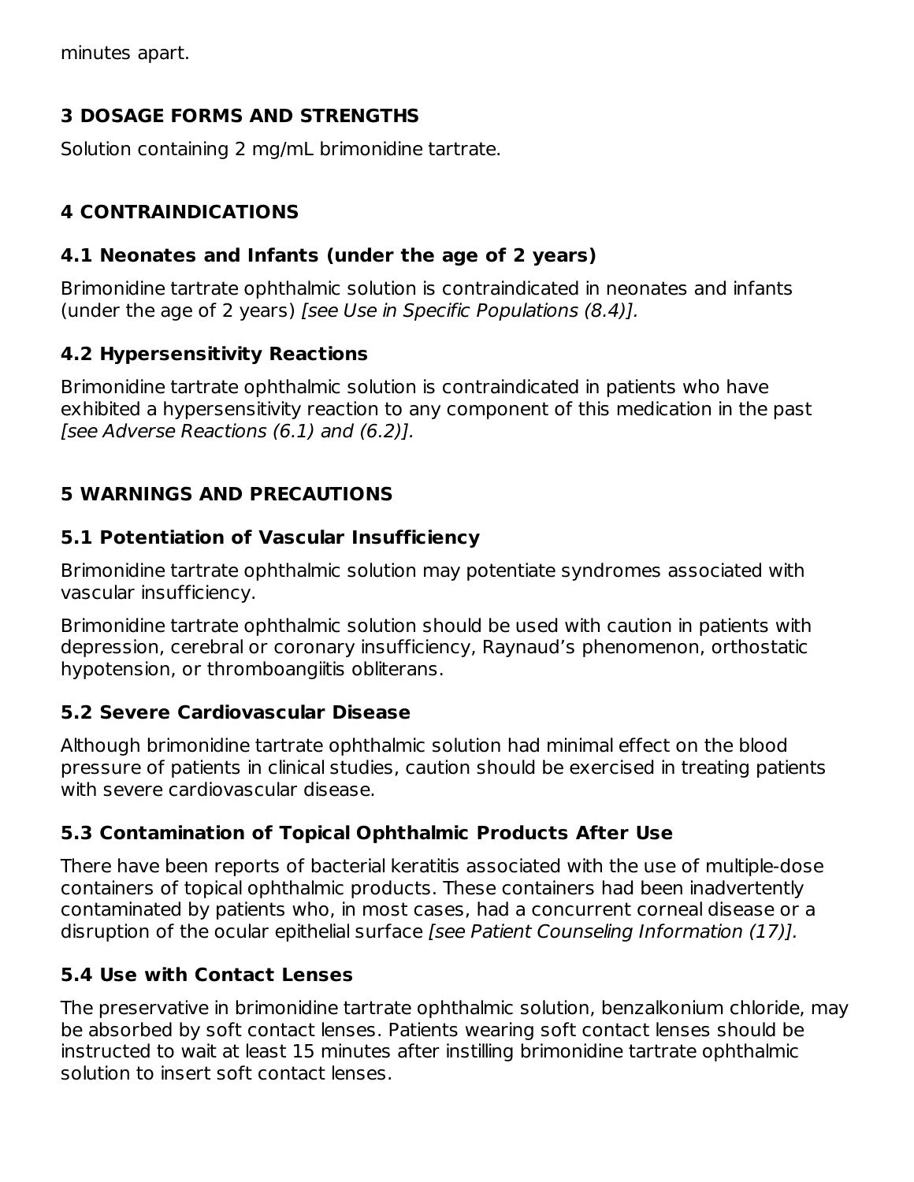minutes apart.

## 3 DOSAGE FORMS AND STRENGTHS

Solution containing 2 mg/mL brimonidine tartrate.

## 4 CONTRAINDICATIONS

### 4.1 Neonates and Infants (under the age of 2 years)

Brimonidine tartrate ophthalmic solution is contraindicated in neonates and infants (under the age of 2 years) *[see Use in Specific Populations (8.4)].*

### 4.2 Hypersensitivity Reactions

Brimonidine tartrate ophthalmic solution is contraindicated in patients who have exhibited a hypersensitivity reaction to any component of this medication in the past *[see Adverse Reactions (6.1) and (6.2)].*

## 5 WARNINGS AND PRECAUTIONS

### 5.1 Potentiation of Vascular Insufficiency

Brimonidine tartrate ophthalmic solution may potentiate syndromes associated with vascular insufficiency.

Brimonidine tartrate ophthalmic solution should be used with caution in patients with depression, cerebral or coronary insufficiency, Raynaud's phenomenon, orthostatic hypotension, or thromboangiitis obliterans.

### 5.2 Severe Cardiovascular Disease

Although brimonidine tartrate ophthalmic solution had minimal effect on the blood pressure of patients in clinical studies, caution should be exercised in treating patients with severe cardiovascular disease.

### 5.3 Contamination of Topical Ophthalmic Products After Use

There have been reports of bacterial keratitis associated with the use of multiple-dose containers of topical ophthalmic products. These containers had been inadvertently contaminated by patients who, in most cases, had a concurrent corneal disease or a disruption of the ocular epithelial surface *[see Patient Counseling Information (17)].*

### 5.4 Use with Contact Lenses

The preservative in brimonidine tartrate ophthalmic solution, benzalkonium chloride, may be absorbed by soft contact lenses. Patients wearing soft contact lenses should be instructed to wait at least 15 minutes after instilling brimonidine tartrate ophthalmic solution to insert soft contact lenses.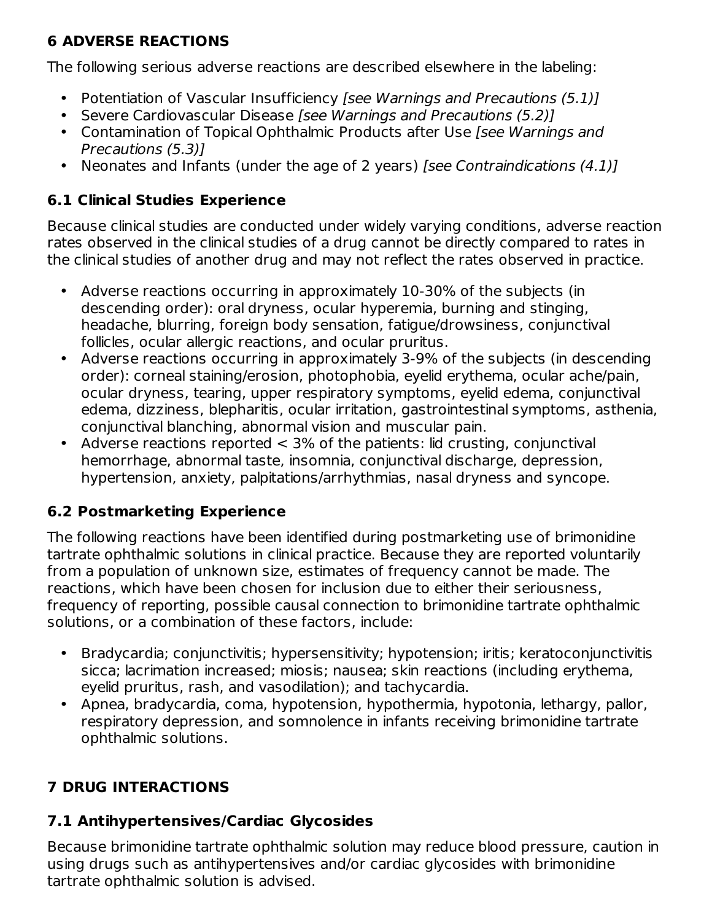## 6 ADVERSE REACTIONS

The following serious adverse reactions are described elsewhere in the labeling:

- Potentiation of Vascular Insufficiency *[see Warnings and Precautions (5.1)]*
- Severe Cardiovascular Disease *[see Warnings and Precautions (5.2)]*
- Contamination of Topical Ophthalmic Products after Use *[see Warnings and Precautions (5.3)]*
- Neonates and Infants (under the age of 2 years) *[see Contraindications (4.1)]*

### 6.1 Clinical Studies Experience

Because clinical studies are conducted under widely varying conditions, adverse reaction rates observed in the clinical studies of a drug cannot be directly compared to rates in the clinical studies of another drug and may not reflect the rates observed in practice.

- Adverse reactions occurring in approximately 10-30% of the subjects (in descending order): oral dryness, ocular hyperemia, burning and stinging, headache, blurring, foreign body sensation, fatigue/drowsiness, conjunctival follicles, ocular allergic reactions, and ocular pruritus.
- Adverse reactions occurring in approximately 3-9% of the subjects (in descending order): corneal staining/erosion, photophobia, eyelid erythema, ocular ache/pain, ocular dryness, tearing, upper respiratory symptoms, eyelid edema, conjunctival edema, dizziness, blepharitis, ocular irritation, gastrointestinal symptoms, asthenia, conjunctival blanching, abnormal vision and muscular pain.
- Adverse reactions reported < 3% of the patients: lid crusting, conjunctival hemorrhage, abnormal taste, insomnia, conjunctival discharge, depression, hypertension, anxiety, palpitations/arrhythmias, nasal dryness and syncope.

### 6.2 Postmarketing Experience

The following reactions have been identified during postmarketing use of brimonidine tartrate ophthalmic solutions in clinical practice. Because they are reported voluntarily from a population of unknown size, estimates of frequency cannot be made. The reactions, which have been chosen for inclusion due to either their seriousness, frequency of reporting, possible causal connection to brimonidine tartrate ophthalmic solutions, or a combination of these factors, include:

- Bradycardia; conjunctivitis; hypersensitivity; hypotension; iritis; keratoconjunctivitis sicca; lacrimation increased; miosis; nausea; skin reactions (including erythema, eyelid pruritus, rash, and vasodilation); and tachycardia.
- Apnea, bradycardia, coma, hypotension, hypothermia, hypotonia, lethargy, pallor, respiratory depression, and somnolence in infants receiving brimonidine tartrate ophthalmic solutions.

## 7 DRUG INTERACTIONS

### 7.1 Antihypertensives/Cardiac Glycosides

Because brimonidine tartrate ophthalmic solution may reduce blood pressure, caution in using drugs such as antihypertensives and/or cardiac glycosides with brimonidine tartrate ophthalmic solution is advised.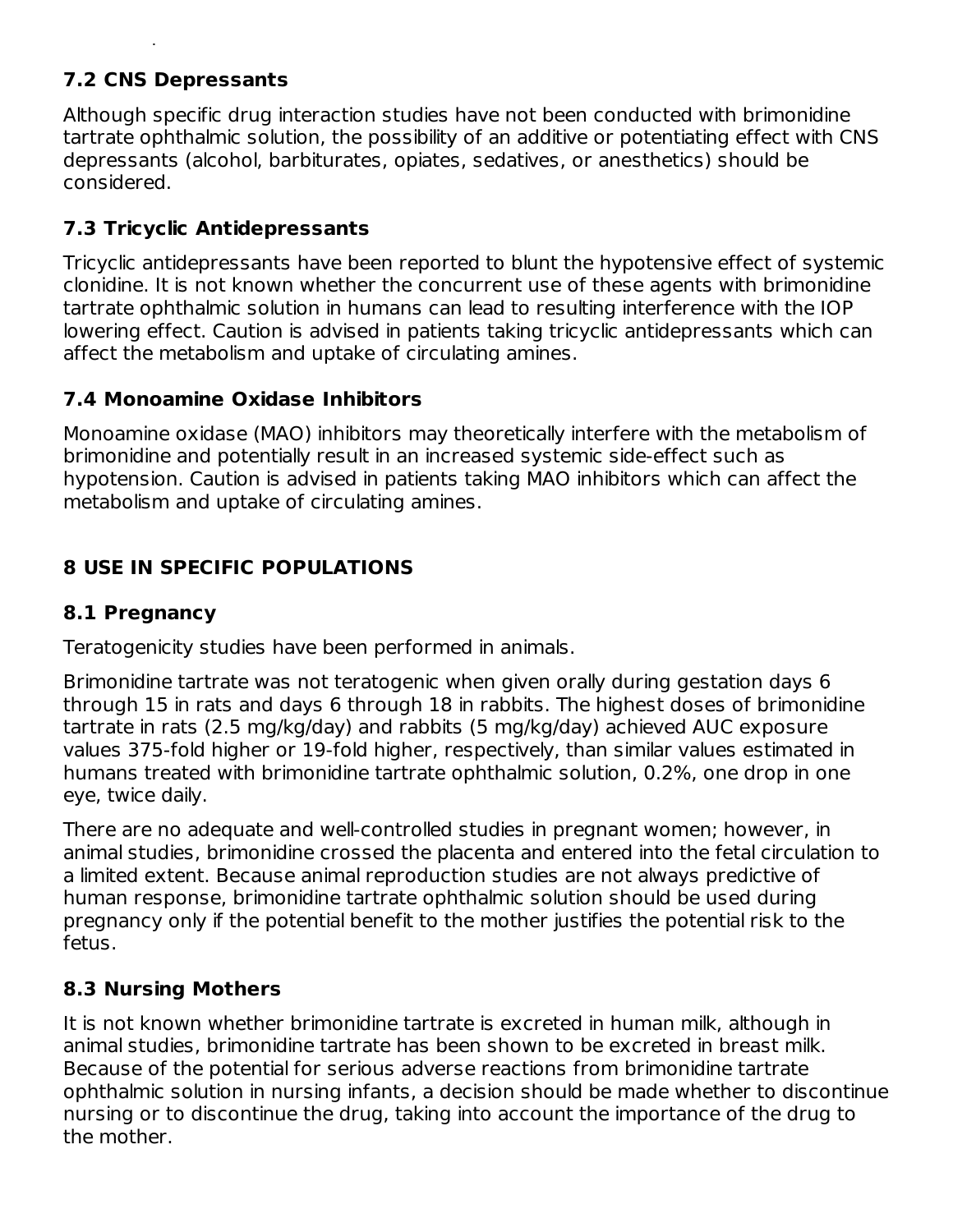### 7.2 CNS Depressants

Although specific drug interaction studies have not been conducted with brimonidine tartrate ophthalmic solution, the possibility of an additive or potentiating effect with CNS depressants (alcohol, barbiturates, opiates, sedatives, or anesthetics) should be considered.

### 7.3 Tricyclic Antidepressants

Tricyclic antidepressants have been reported to blunt the hypotensive effect of systemic clonidine. It is not known whether the concurrent use of these agents with brimonidine tartrate ophthalmic solution in humans can lead to resulting interference with the IOP lowering effect. Caution is advised in patients taking tricyclic antidepressants which can affect the metabolism and uptake of circulating amines.

### 7.4 Monoamine Oxidase Inhibitors

Monoamine oxidase (MAO) inhibitors may theoretically interfere with the metabolism of brimonidine and potentially result in an increased systemic side-effect such as hypotension. Caution is advised in patients taking MAO inhibitors which can affect the metabolism and uptake of circulating amines.

## 8 USE IN SPECIFIC POPULATIONS

### 8.1 Pregnancy

Teratogenicity studies have been performed in animals.

Brimonidine tartrate was not teratogenic when given orally during gestation days 6 through 15 in rats and days 6 through 18 in rabbits. The highest doses of brimonidine tartrate in rats (2.5 mg/kg/day) and rabbits (5 mg/kg/day) achieved AUC exposure values 375-fold higher or 19-fold higher, respectively, than similar values estimated in humans treated with brimonidine tartrate ophthalmic solution, 0.2%, one drop in one eye, twice daily.

There are no adequate and well-controlled studies in pregnant women; however, in animal studies, brimonidine crossed the placenta and entered into the fetal circulation to a limited extent. Because animal reproduction studies are not always predictive of human response, brimonidine tartrate ophthalmic solution should be used during pregnancy only if the potential benefit to the mother justifies the potential risk to the fetus.

### 8.3 Nursing Mothers

It is not known whether brimonidine tartrate is excreted in human milk, although in animal studies, brimonidine tartrate has been shown to be excreted in breast milk. Because of the potential for serious adverse reactions from brimonidine tartrate ophthalmic solution in nursing infants, a decision should be made whether to discontinue nursing or to discontinue the drug, taking into account the importance of the drug to the mother.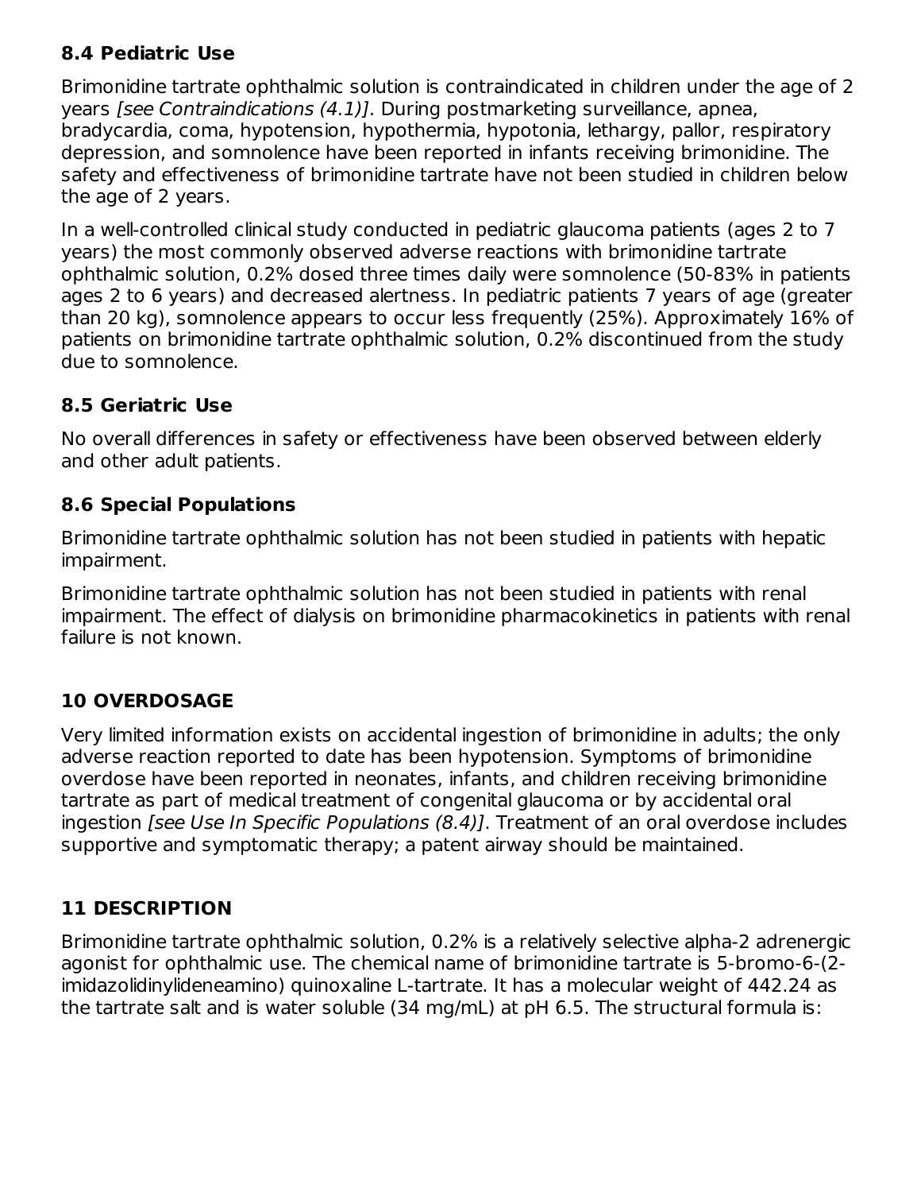### 8.4 Pediatric Use

Brimonidine tartrate ophthalmic solution is contraindicated in children under the age of 2 years *[see Contraindications (4.1)]*. During postmarketing surveillance, apnea, bradycardia, coma, hypotension, hypothermia, hypotonia, lethargy, pallor, respiratory depression, and somnolence have been reported in infants receiving brimonidine. The safety and effectiveness of brimonidine tartrate have not been studied in children below the age of 2 years.

In a well-controlled clinical study conducted in pediatric glaucoma patients (ages 2 to 7 years) the most commonly observed adverse reactions with brimonidine tartrate ophthalmic solution, 0.2% dosed three times daily were somnolence (50-83% in patients ages 2 to 6 years) and decreased alertness. In pediatric patients 7 years of age (greater than 20 kg), somnolence appears to occur less frequently (25%). Approximately 16% of patients on brimonidine tartrate ophthalmic solution, 0.2% discontinued from the study due to somnolence.

### 8.5 Geriatric Use

No overall differences in safety or effectiveness have been observed between elderly and other adult patients.

### 8.6 Special Populations

Brimonidine tartrate ophthalmic solution has not been studied in patients with hepatic impairment.

Brimonidine tartrate ophthalmic solution has not been studied in patients with renal impairment. The effect of dialysis on brimonidine pharmacokinetics in patients with renal failure is not known.

## 10 OVERDOSAGE

Very limited information exists on accidental ingestion of brimonidine in adults; the only adverse reaction reported to date has been hypotension. Symptoms of brimonidine overdose have been reported in neonates, infants, and children receiving brimonidine tartrate as part of medical treatment of congenital glaucoma or by accidental oral ingestion *[see Use In Specific Populations (8.4)]*. Treatment of an oral overdose includes supportive and symptomatic therapy; a patent airway should be maintained.

## 11 DESCRIPTION

Brimonidine tartrate ophthalmic solution, 0.2% is a relatively selective alpha-2 adrenergic agonist for ophthalmic use. The chemical name of brimonidine tartrate is 5-bromo-6-(2-imidazolidinylideneamino) quinoxaline L-tartrate. It has a molecular weight of 442.24 as the tartrate salt and is water soluble (34 mg/mL) at pH 6.5. The structural formula is: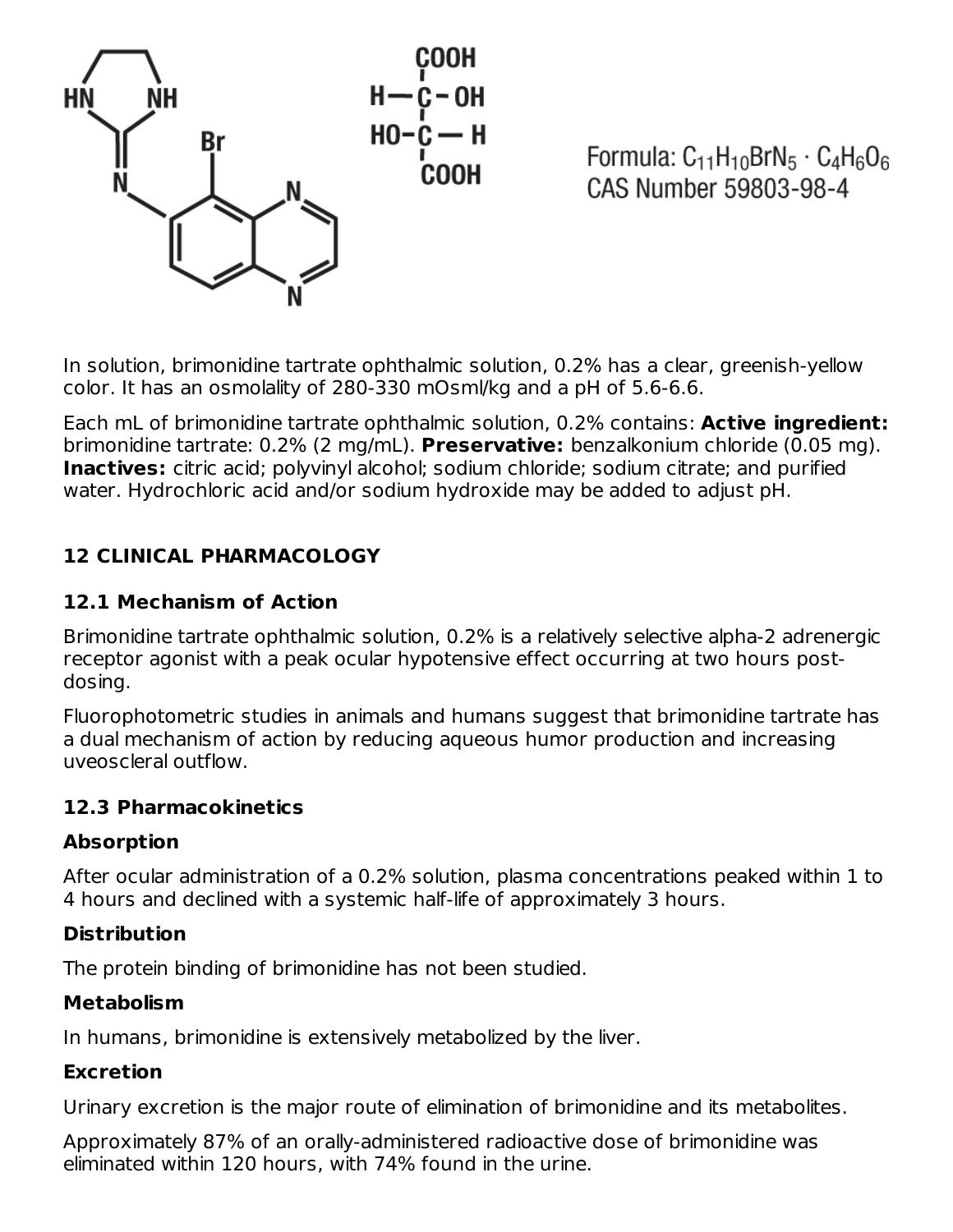Formula: $C_{11}H_{10}BrN_5 \cdot C_4H_6O_6$
CAS Number 59803-98-4

In solution, brimonidine tartrate ophthalmic solution, 0.2% has a clear, greenish-yellow color. It has an osmolality of 280-330 mOsml/kg and a pH of 5.6-6.6.

Each mL of brimonidine tartrate ophthalmic solution, 0.2% contains: **Active ingredient:** brimonidine tartrate: 0.2% (2 mg/mL). **Preservative:** benzalkonium chloride (0.05 mg). **Inactives:** citric acid; polyvinyl alcohol; sodium chloride; sodium citrate; and purified water. Hydrochloric acid and/or sodium hydroxide may be added to adjust pH.

## 12 CLINICAL PHARMACOLOGY

### 12.1 Mechanism of Action

Brimonidine tartrate ophthalmic solution, 0.2% is a relatively selective alpha-2 adrenergic receptor agonist with a peak ocular hypotensive effect occurring at two hours post-dosing.

Fluorophotometric studies in animals and humans suggest that brimonidine tartrate has a dual mechanism of action by reducing aqueous humor production and increasing uveoscleral outflow.

### 12.3 Pharmacokinetics

**Absorption**

After ocular administration of a 0.2% solution, plasma concentrations peaked within 1 to 4 hours and declined with a systemic half-life of approximately 3 hours.

**Distribution**

The protein binding of brimonidine has not been studied.

**Metabolism**

In humans, brimonidine is extensively metabolized by the liver.

**Excretion**

Urinary excretion is the major route of elimination of brimonidine and its metabolites.

Approximately 87% of an orally-administered radioactive dose of brimonidine was eliminated within 120 hours, with 74% found in the urine.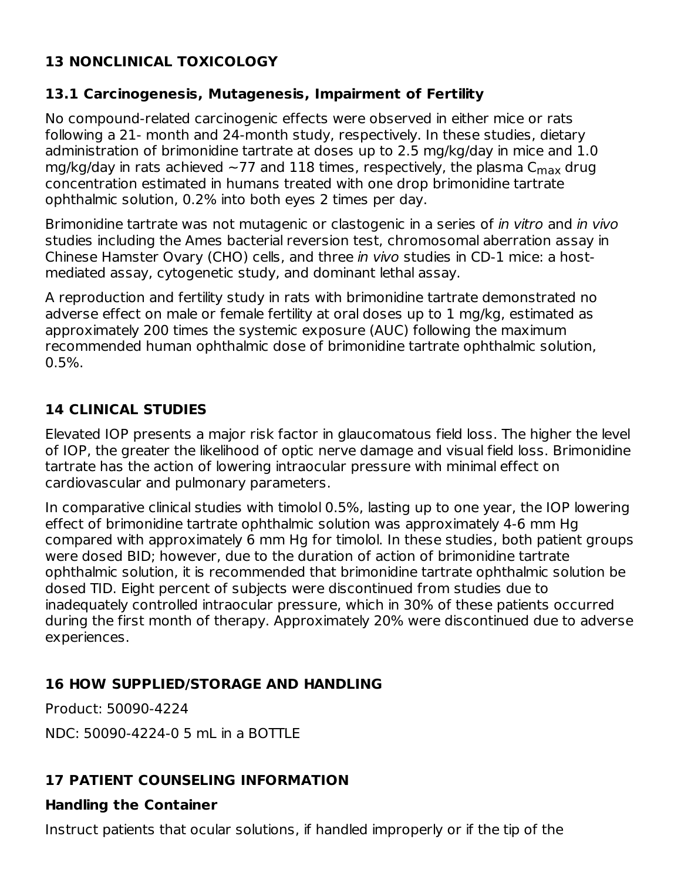## 13 NONCLINICAL TOXICOLOGY

### 13.1 Carcinogenesis, Mutagenesis, Impairment of Fertility

No compound-related carcinogenic effects were observed in either mice or rats following a 21- month and 24-month study, respectively. In these studies, dietary administration of brimonidine tartrate at doses up to 2.5 mg/kg/day in mice and 1.0 mg/kg/day in rats achieved ~77 and 118 times, respectively, the plasma $C_{max}$ drug concentration estimated in humans treated with one drop brimonidine tartrate ophthalmic solution, 0.2% into both eyes 2 times per day.

Brimonidine tartrate was not mutagenic or clastogenic in a series of *in vitro* and *in vivo* studies including the Ames bacterial reversion test, chromosomal aberration assay in Chinese Hamster Ovary (CHO) cells, and three *in vivo* studies in CD-1 mice: a host-mediated assay, cytogenetic study, and dominant lethal assay.

A reproduction and fertility study in rats with brimonidine tartrate demonstrated no adverse effect on male or female fertility at oral doses up to 1 mg/kg, estimated as approximately 200 times the systemic exposure (AUC) following the maximum recommended human ophthalmic dose of brimonidine tartrate ophthalmic solution, 0.5%.

## 14 CLINICAL STUDIES

Elevated IOP presents a major risk factor in glaucomatous field loss. The higher the level of IOP, the greater the likelihood of optic nerve damage and visual field loss. Brimonidine tartrate has the action of lowering intraocular pressure with minimal effect on cardiovascular and pulmonary parameters.

In comparative clinical studies with timolol 0.5%, lasting up to one year, the IOP lowering effect of brimonidine tartrate ophthalmic solution was approximately 4-6 mm Hg compared with approximately 6 mm Hg for timolol. In these studies, both patient groups were dosed BID; however, due to the duration of action of brimonidine tartrate ophthalmic solution, it is recommended that brimonidine tartrate ophthalmic solution be dosed TID. Eight percent of subjects were discontinued from studies due to inadequately controlled intraocular pressure, which in 30% of these patients occurred during the first month of therapy. Approximately 20% were discontinued due to adverse experiences.

## 16 HOW SUPPLIED/STORAGE AND HANDLING

Product: 50090-4224

NDC: 50090-4224-0 5 mL in a BOTTLE

## 17 PATIENT COUNSELING INFORMATION

### Handling the Container

Instruct patients that ocular solutions, if handled improperly or if the tip of the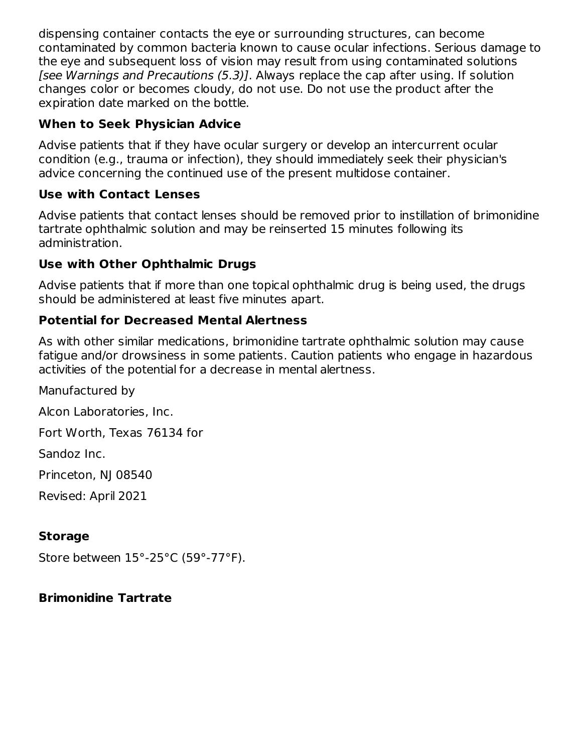dispensing container contacts the eye or surrounding structures, can become contaminated by common bacteria known to cause ocular infections. Serious damage to the eye and subsequent loss of vision may result from using contaminated solutions *[see Warnings and Precautions (5.3)]*. Always replace the cap after using. If solution changes color or becomes cloudy, do not use. Do not use the product after the expiration date marked on the bottle.

### When to Seek Physician Advice

Advise patients that if they have ocular surgery or develop an intercurrent ocular condition (e.g., trauma or infection), they should immediately seek their physician's advice concerning the continued use of the present multidose container.

### Use with Contact Lenses

Advise patients that contact lenses should be removed prior to instillation of brimonidine tartrate ophthalmic solution and may be reinserted 15 minutes following its administration.

### Use with Other Ophthalmic Drugs

Advise patients that if more than one topical ophthalmic drug is being used, the drugs should be administered at least five minutes apart.

### Potential for Decreased Mental Alertness

As with other similar medications, brimonidine tartrate ophthalmic solution may cause fatigue and/or drowsiness in some patients. Caution patients who engage in hazardous activities of the potential for a decrease in mental alertness.

Manufactured by

Alcon Laboratories, Inc.

Fort Worth, Texas 76134 for

Sandoz Inc.

Princeton, NJ 08540

Revised: April 2021

### Storage

Store between 15°-25°C (59°-77°F).

### Brimonidine Tartrate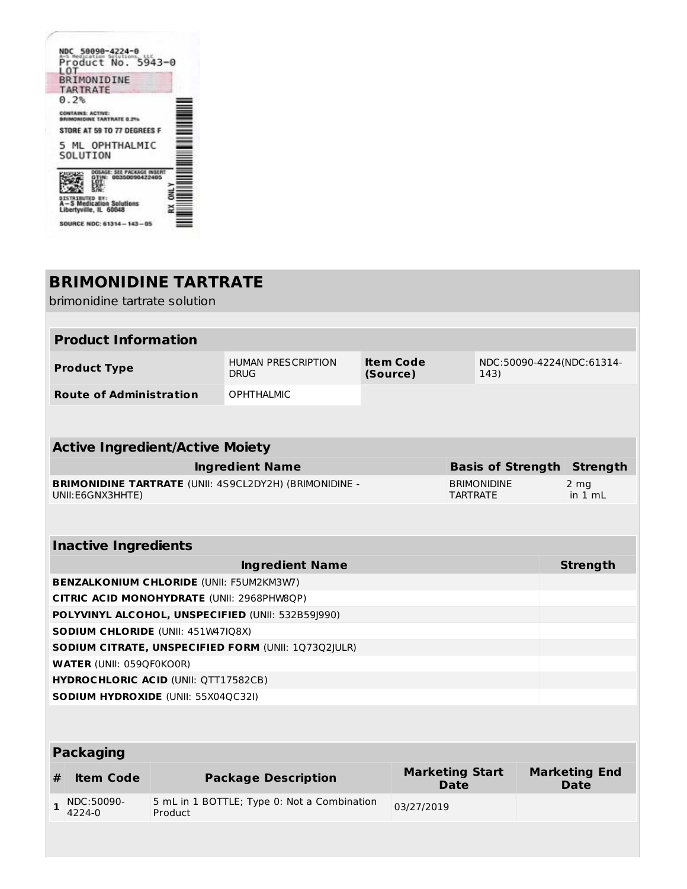NDC 50090-4224-0
A-S Medication Solutions, LLC
Product No. 5943-0
LOT
BRIMONIDINE TARTRATE
0.2%

CONTAINS: ACTIVE: BRIMONIDINE TARTRATE 0.2%

STORE AT 59 TO 77 DEGREES F

5 ML OPHTHALMIC SOLUTION

DOSAGE: SEE PACKAGE INSERT
GTIN: 00350090422405
LOT:
EXP:
S/N:

DISTRIBUTED BY:
A-S Medication Solutions
Libertyville, IL 60048

RX ONLY

SOURCE NDC: 61314-143-05

# BRIMONIDINE TARTRATE

brimonidine tartrate solution

| **Product Information** | | | |
|---|---|---|---|
| **Product Type** | HUMAN PRESCRIPTION DRUG | **Item Code (Source)** | NDC:50090-4224(NDC:61314-143) |
| **Route of Administration** | OPHTHALMIC | | |

| **Active Ingredient/Active Moiety** | | |
|---|---|---|
| **Ingredient Name** | **Basis of Strength** | **Strength** |
| **BRIMONIDINE TARTRATE** (UNII: 4S9CL2DY2H) (BRIMONIDINE - UNII:E6GNX3HHTE) | BRIMONIDINE TARTRATE | 2 mg in 1 mL |

| **Inactive Ingredients** | |
|---|---|
| **Ingredient Name** | **Strength** |
| **BENZALKONIUM CHLORIDE** (UNII: F5UM2KM3W7) | |
| **CITRIC ACID MONOHYDRATE** (UNII: 2968PHW8QP) | |
| **POLYVINYL ALCOHOL, UNSPECIFIED** (UNII: 532B59J990) | |
| **SODIUM CHLORIDE** (UNII: 451W47IQ8X) | |
| **SODIUM CITRATE, UNSPECIFIED FORM** (UNII: 1Q73Q2JULR) | |
| **WATER** (UNII: 059QF0KO0R) | |
| **HYDROCHLORIC ACID** (UNII: QTT17582CB) | |
| **SODIUM HYDROXIDE** (UNII: 55X04QC32I) | |

| **Packaging** | | | | |
|---|---|---|---|---|
| **#** | **Item Code** | **Package Description** | **Marketing Start Date** | **Marketing End Date** |
| **1** | NDC:50090-4224-0 | 5 mL in 1 BOTTLE; Type 0: Not a Combination Product | 03/27/2019 | |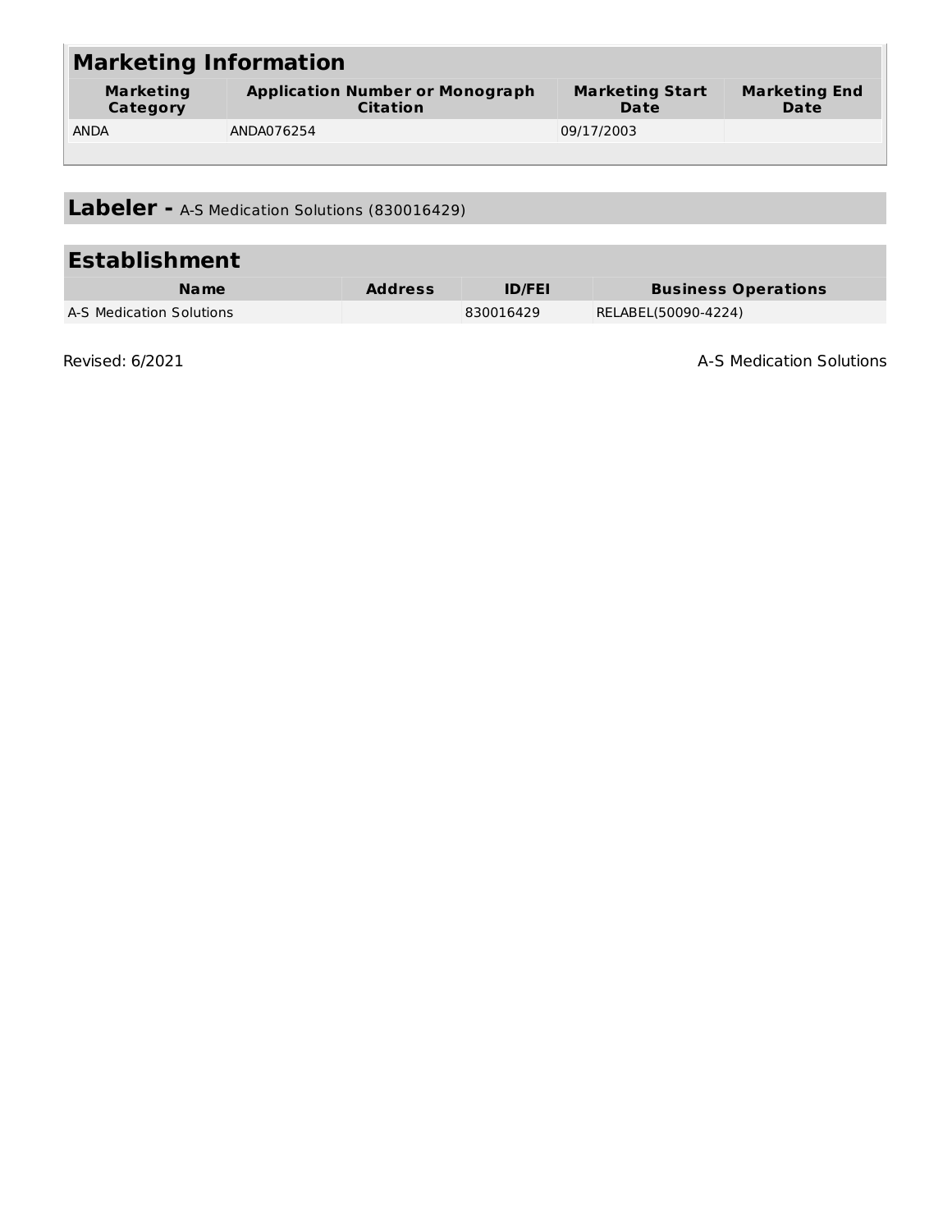## Marketing Information

| Marketing Category | Application Number or Monograph Citation | Marketing Start Date | Marketing End Date |
| --- | --- | --- | --- |
| ANDA | ANDA076254 | 09/17/2003 | |

## Labeler - A-S Medication Solutions (830016429)

## Establishment

| Name | Address | ID/FEI | Business Operations |
| --- | --- | --- | --- |
| A-S Medication Solutions | | 830016429 | RELABEL(50090-4224) |

Revised: 6/2021

A-S Medication Solutions